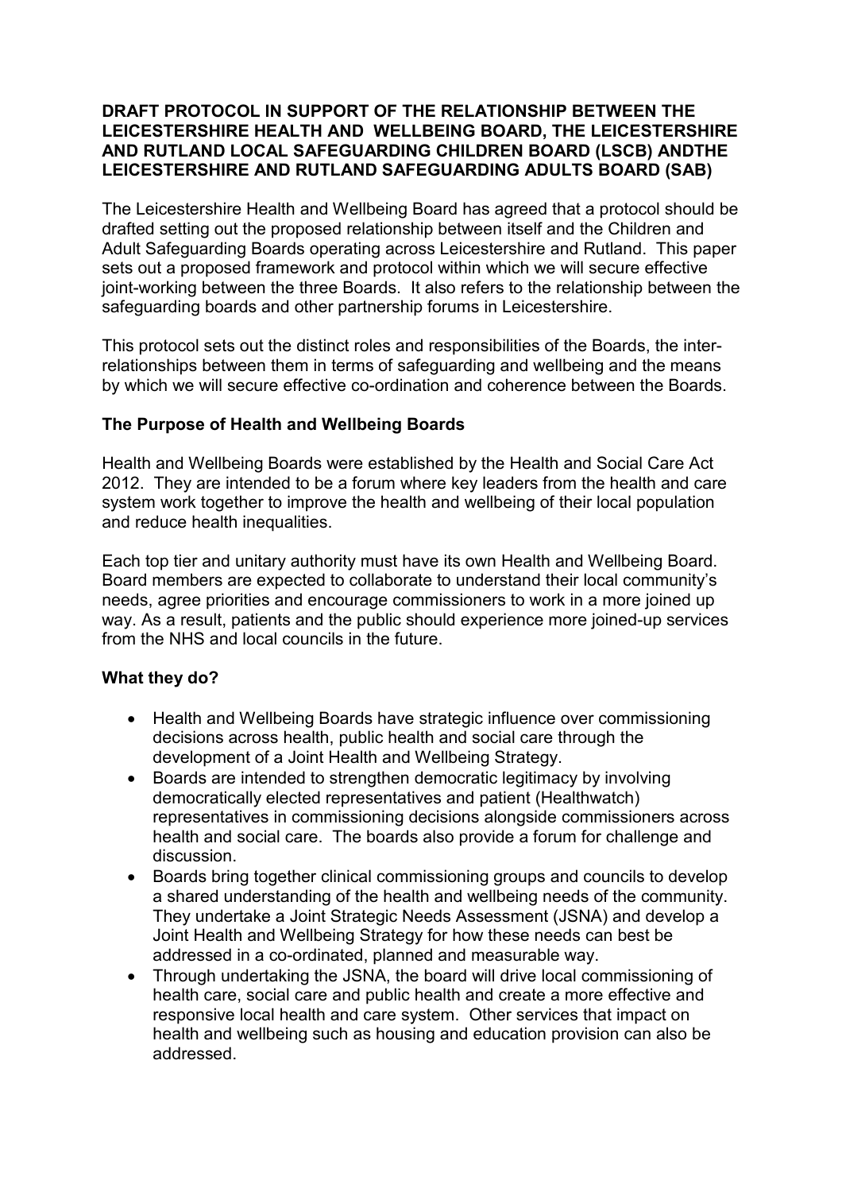# DRAFT PROTOCOL IN SUPPORT OF THE RELATIONSHIP BETWEEN THE LEICESTERSHIRE HEALTH AND WELLBEING BOARD, THE LEICESTERSHIRE AND RUTLAND LOCAL SAFEGUARDING CHILDREN BOARD (LSCB) ANDTHE LEICESTERSHIRE AND RUTLAND SAFEGUARDING ADULTS BOARD (SAB)

The Leicestershire Health and Wellbeing Board has agreed that a protocol should be drafted setting out the proposed relationship between itself and the Children and Adult Safeguarding Boards operating across Leicestershire and Rutland. This paper sets out a proposed framework and protocol within which we will secure effective joint-working between the three Boards. It also refers to the relationship between the safeguarding boards and other partnership forums in Leicestershire.

This protocol sets out the distinct roles and responsibilities of the Boards, the inter-relationships between them in terms of safeguarding and wellbeing and the means by which we will secure effective co-ordination and coherence between the Boards.

## The Purpose of Health and Wellbeing Boards

Health and Wellbeing Boards were established by the Health and Social Care Act 2012. They are intended to be a forum where key leaders from the health and care system work together to improve the health and wellbeing of their local population and reduce health inequalities.

Each top tier and unitary authority must have its own Health and Wellbeing Board. Board members are expected to collaborate to understand their local community's needs, agree priorities and encourage commissioners to work in a more joined up way. As a result, patients and the public should experience more joined-up services from the NHS and local councils in the future.

## What they do?

- Health and Wellbeing Boards have strategic influence over commissioning decisions across health, public health and social care through the development of a Joint Health and Wellbeing Strategy.
- Boards are intended to strengthen democratic legitimacy by involving democratically elected representatives and patient (Healthwatch) representatives in commissioning decisions alongside commissioners across health and social care. The boards also provide a forum for challenge and discussion.
- Boards bring together clinical commissioning groups and councils to develop a shared understanding of the health and wellbeing needs of the community. They undertake a Joint Strategic Needs Assessment (JSNA) and develop a Joint Health and Wellbeing Strategy for how these needs can best be addressed in a co-ordinated, planned and measurable way.
- Through undertaking the JSNA, the board will drive local commissioning of health care, social care and public health and create a more effective and responsive local health and care system. Other services that impact on health and wellbeing such as housing and education provision can also be addressed.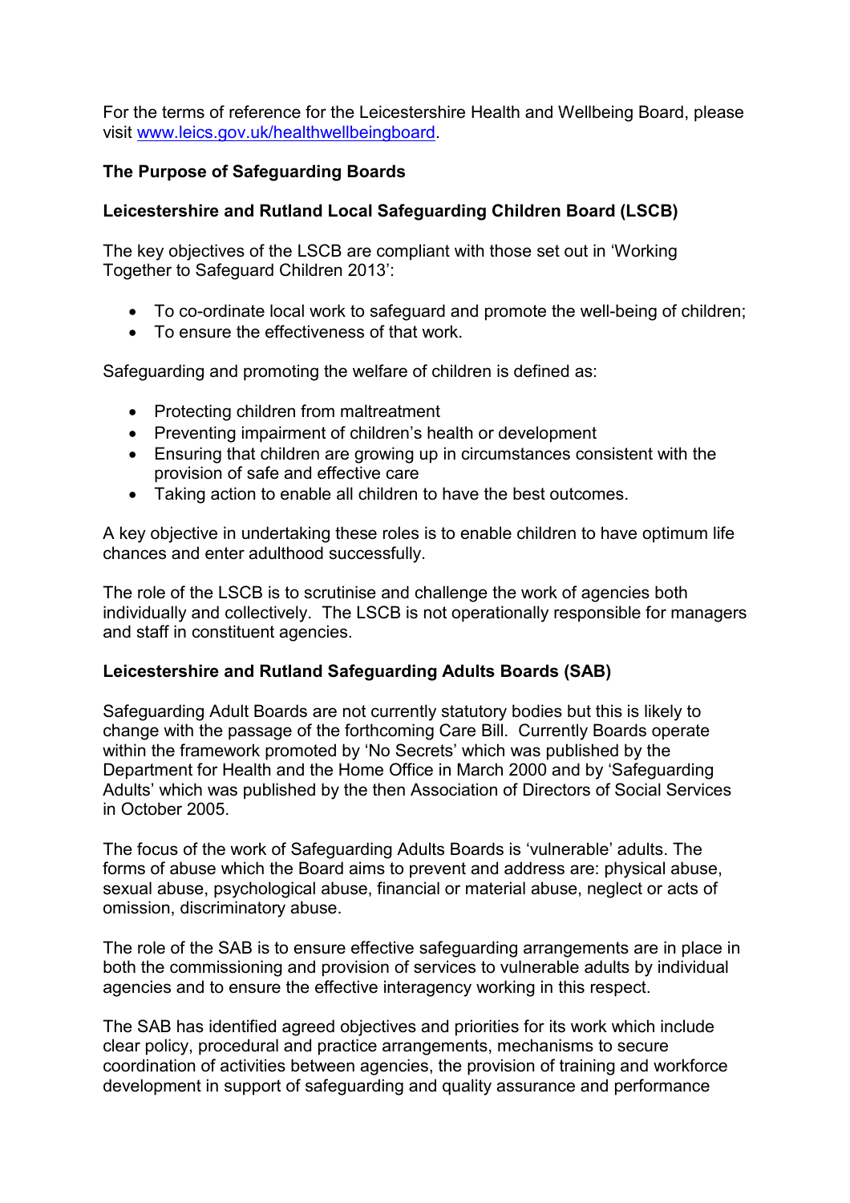For the terms of reference for the Leicestershire Health and Wellbeing Board, please visit [www.leics.gov.uk/healthwellbeingboard](http://www.leics.gov.uk/healthwellbeingboard).

**The Purpose of Safeguarding Boards**

**Leicestershire and Rutland Local Safeguarding Children Board (LSCB)**

The key objectives of the LSCB are compliant with those set out in 'Working Together to Safeguard Children 2013':

- To co-ordinate local work to safeguard and promote the well-being of children;
- To ensure the effectiveness of that work.

Safeguarding and promoting the welfare of children is defined as:

- Protecting children from maltreatment
- Preventing impairment of children's health or development
- Ensuring that children are growing up in circumstances consistent with the provision of safe and effective care
- Taking action to enable all children to have the best outcomes.

A key objective in undertaking these roles is to enable children to have optimum life chances and enter adulthood successfully.

The role of the LSCB is to scrutinise and challenge the work of agencies both individually and collectively. The LSCB is not operationally responsible for managers and staff in constituent agencies.

**Leicestershire and Rutland Safeguarding Adults Boards (SAB)**

Safeguarding Adult Boards are not currently statutory bodies but this is likely to change with the passage of the forthcoming Care Bill. Currently Boards operate within the framework promoted by 'No Secrets' which was published by the Department for Health and the Home Office in March 2000 and by 'Safeguarding Adults' which was published by the then Association of Directors of Social Services in October 2005.

The focus of the work of Safeguarding Adults Boards is 'vulnerable' adults. The forms of abuse which the Board aims to prevent and address are: physical abuse, sexual abuse, psychological abuse, financial or material abuse, neglect or acts of omission, discriminatory abuse.

The role of the SAB is to ensure effective safeguarding arrangements are in place in both the commissioning and provision of services to vulnerable adults by individual agencies and to ensure the effective interagency working in this respect.

The SAB has identified agreed objectives and priorities for its work which include clear policy, procedural and practice arrangements, mechanisms to secure coordination of activities between agencies, the provision of training and workforce development in support of safeguarding and quality assurance and performance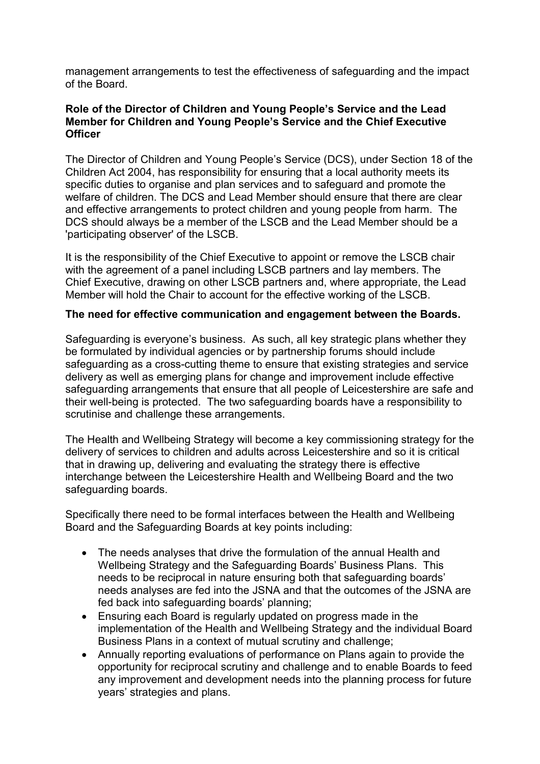management arrangements to test the effectiveness of safeguarding and the impact of the Board.

**Role of the Director of Children and Young People's Service and the Lead Member for Children and Young People's Service and the Chief Executive Officer**

The Director of Children and Young People's Service (DCS), under Section 18 of the Children Act 2004, has responsibility for ensuring that a local authority meets its specific duties to organise and plan services and to safeguard and promote the welfare of children. The DCS and Lead Member should ensure that there are clear and effective arrangements to protect children and young people from harm. The DCS should always be a member of the LSCB and the Lead Member should be a 'participating observer' of the LSCB.

It is the responsibility of the Chief Executive to appoint or remove the LSCB chair with the agreement of a panel including LSCB partners and lay members. The Chief Executive, drawing on other LSCB partners and, where appropriate, the Lead Member will hold the Chair to account for the effective working of the LSCB.

**The need for effective communication and engagement between the Boards.**

Safeguarding is everyone's business. As such, all key strategic plans whether they be formulated by individual agencies or by partnership forums should include safeguarding as a cross-cutting theme to ensure that existing strategies and service delivery as well as emerging plans for change and improvement include effective safeguarding arrangements that ensure that all people of Leicestershire are safe and their well-being is protected. The two safeguarding boards have a responsibility to scrutinise and challenge these arrangements.

The Health and Wellbeing Strategy will become a key commissioning strategy for the delivery of services to children and adults across Leicestershire and so it is critical that in drawing up, delivering and evaluating the strategy there is effective interchange between the Leicestershire Health and Wellbeing Board and the two safeguarding boards.

Specifically there need to be formal interfaces between the Health and Wellbeing Board and the Safeguarding Boards at key points including:

- The needs analyses that drive the formulation of the annual Health and Wellbeing Strategy and the Safeguarding Boards' Business Plans. This needs to be reciprocal in nature ensuring both that safeguarding boards' needs analyses are fed into the JSNA and that the outcomes of the JSNA are fed back into safeguarding boards' planning;
- Ensuring each Board is regularly updated on progress made in the implementation of the Health and Wellbeing Strategy and the individual Board Business Plans in a context of mutual scrutiny and challenge;
- Annually reporting evaluations of performance on Plans again to provide the opportunity for reciprocal scrutiny and challenge and to enable Boards to feed any improvement and development needs into the planning process for future years' strategies and plans.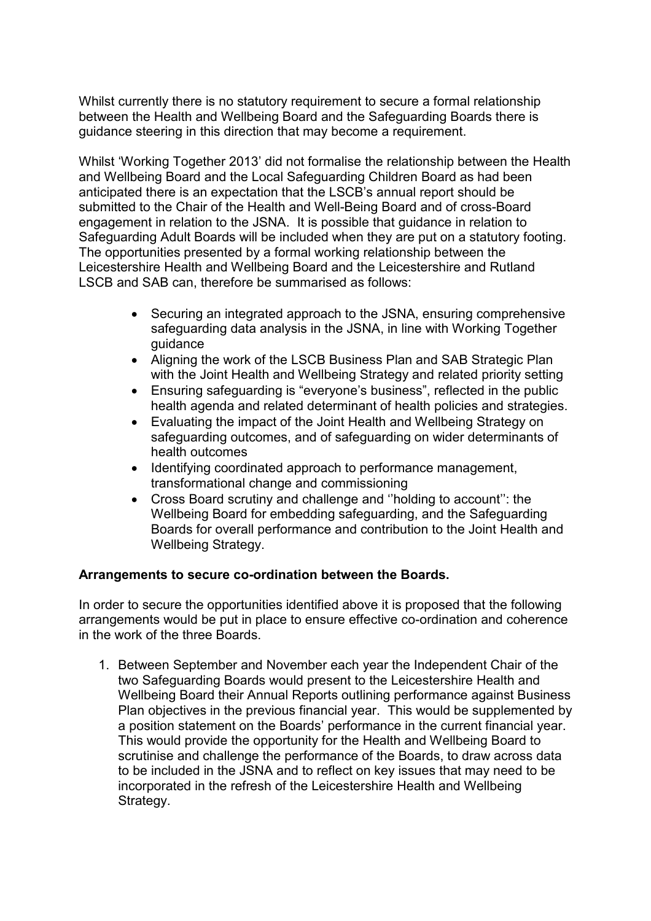Whilst currently there is no statutory requirement to secure a formal relationship between the Health and Wellbeing Board and the Safeguarding Boards there is guidance steering in this direction that may become a requirement.

Whilst 'Working Together 2013' did not formalise the relationship between the Health and Wellbeing Board and the Local Safeguarding Children Board as had been anticipated there is an expectation that the LSCB's annual report should be submitted to the Chair of the Health and Well-Being Board and of cross-Board engagement in relation to the JSNA. It is possible that guidance in relation to Safeguarding Adult Boards will be included when they are put on a statutory footing. The opportunities presented by a formal working relationship between the Leicestershire Health and Wellbeing Board and the Leicestershire and Rutland LSCB and SAB can, therefore be summarised as follows:

- Securing an integrated approach to the JSNA, ensuring comprehensive safeguarding data analysis in the JSNA, in line with Working Together guidance
- Aligning the work of the LSCB Business Plan and SAB Strategic Plan with the Joint Health and Wellbeing Strategy and related priority setting
- Ensuring safeguarding is "everyone's business", reflected in the public health agenda and related determinant of health policies and strategies.
- Evaluating the impact of the Joint Health and Wellbeing Strategy on safeguarding outcomes, and of safeguarding on wider determinants of health outcomes
- Identifying coordinated approach to performance management, transformational change and commissioning
- Cross Board scrutiny and challenge and ''holding to account'': the Wellbeing Board for embedding safeguarding, and the Safeguarding Boards for overall performance and contribution to the Joint Health and Wellbeing Strategy.

**Arrangements to secure co-ordination between the Boards.**

In order to secure the opportunities identified above it is proposed that the following arrangements would be put in place to ensure effective co-ordination and coherence in the work of the three Boards.

1. Between September and November each year the Independent Chair of the two Safeguarding Boards would present to the Leicestershire Health and Wellbeing Board their Annual Reports outlining performance against Business Plan objectives in the previous financial year. This would be supplemented by a position statement on the Boards' performance in the current financial year. This would provide the opportunity for the Health and Wellbeing Board to scrutinise and challenge the performance of the Boards, to draw across data to be included in the JSNA and to reflect on key issues that may need to be incorporated in the refresh of the Leicestershire Health and Wellbeing Strategy.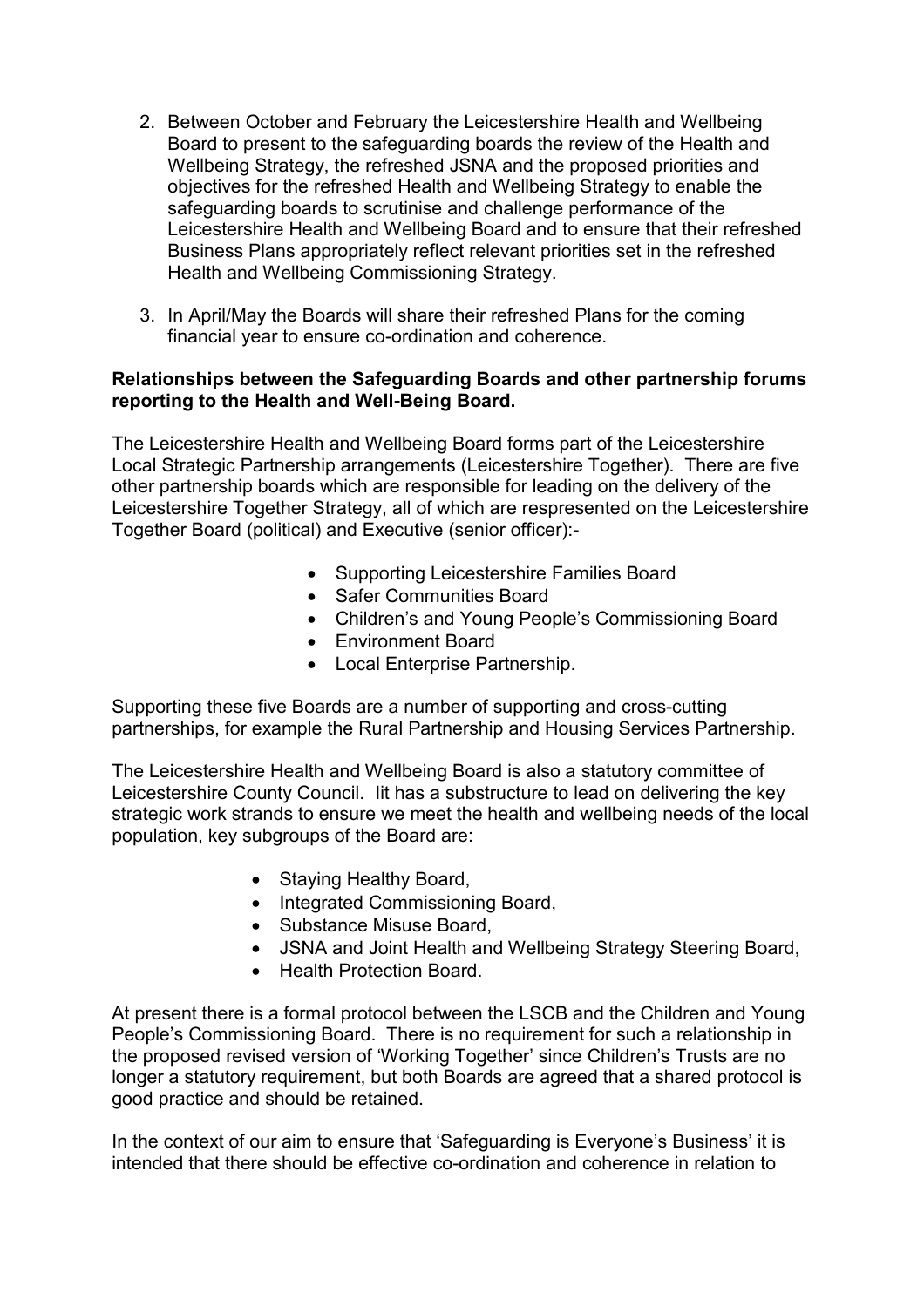2. Between October and February the Leicestershire Health and Wellbeing Board to present to the safeguarding boards the review of the Health and Wellbeing Strategy, the refreshed JSNA and the proposed priorities and objectives for the refreshed Health and Wellbeing Strategy to enable the safeguarding boards to scrutinise and challenge performance of the Leicestershire Health and Wellbeing Board and to ensure that their refreshed Business Plans appropriately reflect relevant priorities set in the refreshed Health and Wellbeing Commissioning Strategy.

3. In April/May the Boards will share their refreshed Plans for the coming financial year to ensure co-ordination and coherence.

**Relationships between the Safeguarding Boards and other partnership forums reporting to the Health and Well-Being Board.**

The Leicestershire Health and Wellbeing Board forms part of the Leicestershire Local Strategic Partnership arrangements (Leicestershire Together). There are five other partnership boards which are responsible for leading on the delivery of the Leicestershire Together Strategy, all of which are respresented on the Leicestershire Together Board (political) and Executive (senior officer):-

- Supporting Leicestershire Families Board
- Safer Communities Board
- Children's and Young People's Commissioning Board
- Environment Board
- Local Enterprise Partnership.

Supporting these five Boards are a number of supporting and cross-cutting partnerships, for example the Rural Partnership and Housing Services Partnership.

The Leicestershire Health and Wellbeing Board is also a statutory committee of Leicestershire County Council. Iit has a substructure to lead on delivering the key strategic work strands to ensure we meet the health and wellbeing needs of the local population, key subgroups of the Board are:

- Staying Healthy Board,
- Integrated Commissioning Board,
- Substance Misuse Board,
- JSNA and Joint Health and Wellbeing Strategy Steering Board,
- Health Protection Board.

At present there is a formal protocol between the LSCB and the Children and Young People's Commissioning Board. There is no requirement for such a relationship in the proposed revised version of 'Working Together' since Children's Trusts are no longer a statutory requirement, but both Boards are agreed that a shared protocol is good practice and should be retained.

In the context of our aim to ensure that 'Safeguarding is Everyone's Business' it is intended that there should be effective co-ordination and coherence in relation to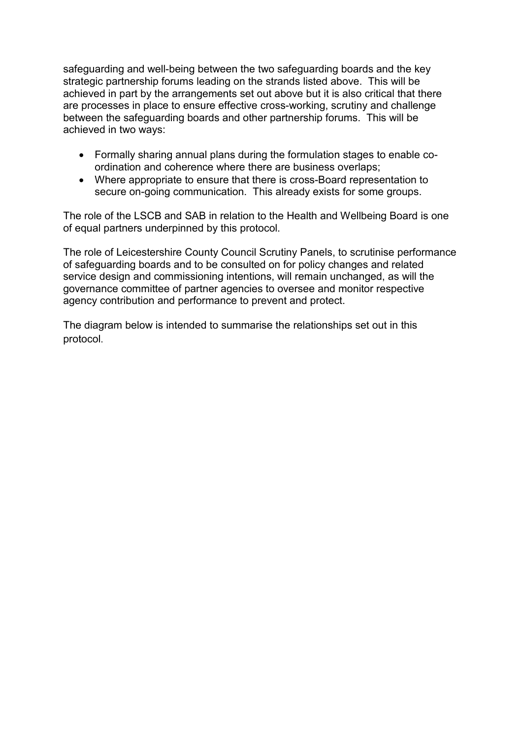safeguarding and well-being between the two safeguarding boards and the key strategic partnership forums leading on the strands listed above. This will be achieved in part by the arrangements set out above but it is also critical that there are processes in place to ensure effective cross-working, scrutiny and challenge between the safeguarding boards and other partnership forums. This will be achieved in two ways:

- Formally sharing annual plans during the formulation stages to enable co-ordination and coherence where there are business overlaps;
- Where appropriate to ensure that there is cross-Board representation to secure on-going communication. This already exists for some groups.

The role of the LSCB and SAB in relation to the Health and Wellbeing Board is one of equal partners underpinned by this protocol.

The role of Leicestershire County Council Scrutiny Panels, to scrutinise performance of safeguarding boards and to be consulted on for policy changes and related service design and commissioning intentions, will remain unchanged, as will the governance committee of partner agencies to oversee and monitor respective agency contribution and performance to prevent and protect.

The diagram below is intended to summarise the relationships set out in this protocol.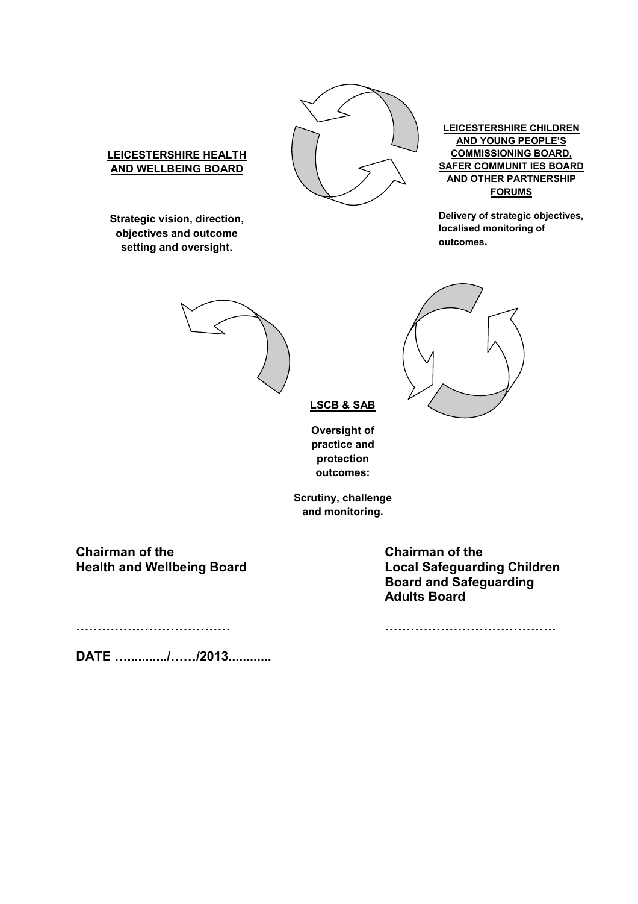**LEICESTERSHIRE HEALTH AND WELLBEING BOARD**

**Strategic vision, direction, objectives and outcome setting and oversight.**

**LEICESTERSHIRE CHILDREN AND YOUNG PEOPLE'S COMMISSIONING BOARD, SAFER COMMUNIT IES BOARD AND OTHER PARTNERSHIP FORUMS**

**Delivery of strategic objectives, localised monitoring of outcomes.**

**LSCB & SAB**

**Oversight of practice and protection outcomes:**

**Scrutiny, challenge and monitoring.**

**Chairman of the Health and Wellbeing Board**

**………………………………**

**Chairman of the Local Safeguarding Children Board and Safeguarding Adults Board**

**…………………………………**

**DATE …........../……/2013............**